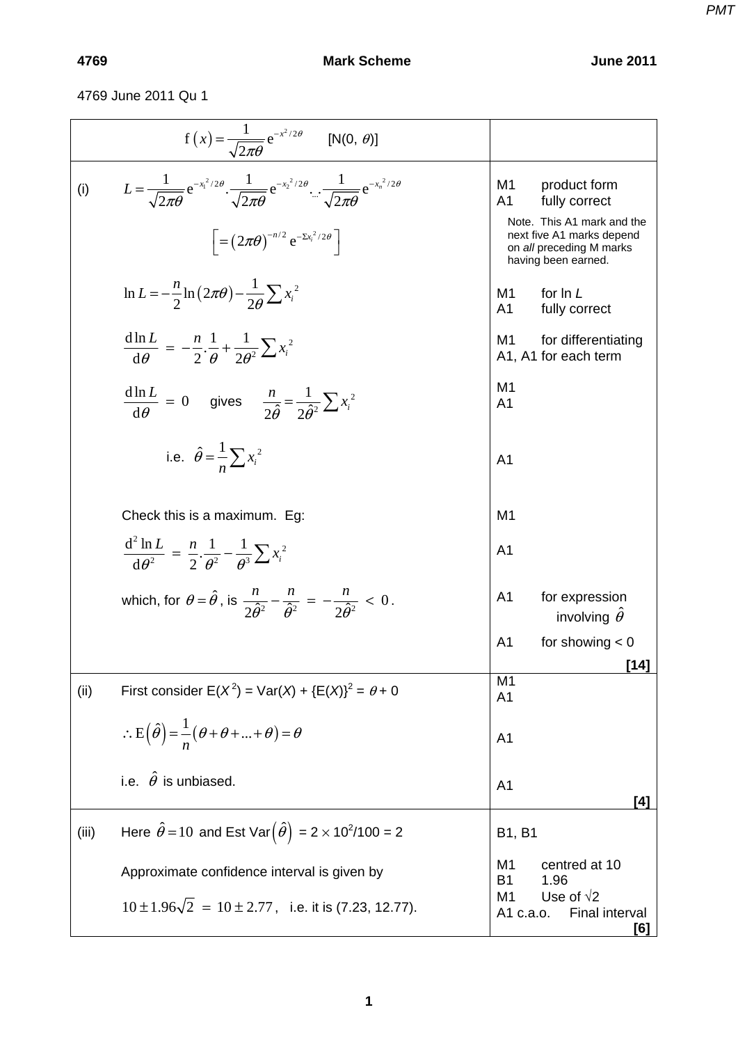4769 June 2011 Qu 1

| $\mathrm{f}(x) = \frac{1}{\sqrt{2\pi\theta}} \mathrm{e}^{-x^2/2\theta}$ [N(0, $\theta$)] | |
|---|---|
| (i) $L = \frac{1}{\sqrt{2\pi\theta}} \mathrm{e}^{-x_1^2/2\theta} \cdot \frac{1}{\sqrt{2\pi\theta}} \mathrm{e}^{-x_2^2/2\theta} \cdots \frac{1}{\sqrt{2\pi\theta}} \mathrm{e}^{-x_n^2/2\theta}$ | M1 product form<br>A1 fully correct |
| $\left[ = (2\pi\theta)^{-n/2} \mathrm{e}^{-\Sigma x_i^2/2\theta} \right]$ | Note. This A1 mark and the next five A1 marks depend on *all* preceding M marks having been earned. |
| $\ln L = -\frac{n}{2} \ln(2\pi\theta) - \frac{1}{2\theta} \sum x_i^2$ | M1 for ln *L*<br>A1 fully correct |
| $\frac{\mathrm{d} \ln L}{\mathrm{d}\theta} = -\frac{n}{2} \cdot \frac{1}{\theta} + \frac{1}{2\theta^2} \sum x_i^2$ | M1 for differentiating<br>A1, A1 for each term |
| $\frac{\mathrm{d} \ln L}{\mathrm{d}\theta} = 0$ gives $\frac{n}{2\hat{\theta}} = \frac{1}{2\hat{\theta}^2} \sum x_i^2$ | M1<br>A1 |
| i.e. $\hat{\theta} = \frac{1}{n} \sum x_i^2$ | A1 |
| Check this is a maximum. Eg: | M1 |
| $\frac{\mathrm{d}^2 \ln L}{\mathrm{d}\theta^2} = \frac{n}{2} \cdot \frac{1}{\theta^2} - \frac{1}{\theta^3} \sum x_i^2$ | A1 |
| which, for $\theta = \hat{\theta}$, is $\frac{n}{2\hat{\theta}^2} - \frac{n}{\hat{\theta}^2} = -\frac{n}{2\hat{\theta}^2} < 0$. | A1 for expression involving $\hat{\theta}$ |
| | A1 for showing < 0<br>**[14]** |
| (ii) First consider E($X^2$) = Var($X$) + {E($X$)}$^2$ = $\theta$ + 0 | M1<br>A1 |
| $\therefore \mathrm{E}(\hat{\theta}) = \frac{1}{n}(\theta + \theta + \ldots + \theta) = \theta$ | A1 |
| i.e. $\hat{\theta}$ is unbiased. | A1<br>**[4]** |
| (iii) Here $\hat{\theta} = 10$ and Est Var$(\hat{\theta})$ = $2 \times 10^2/100 = 2$ | B1, B1 |
| Approximate confidence interval is given by | M1 centred at 10<br>B1 1.96 |
| $10 \pm 1.96\sqrt{2} = 10 \pm 2.77$, i.e. it is (7.23, 12.77). | M1 Use of √2<br>A1 c.a.o. Final interval<br>**[6]** |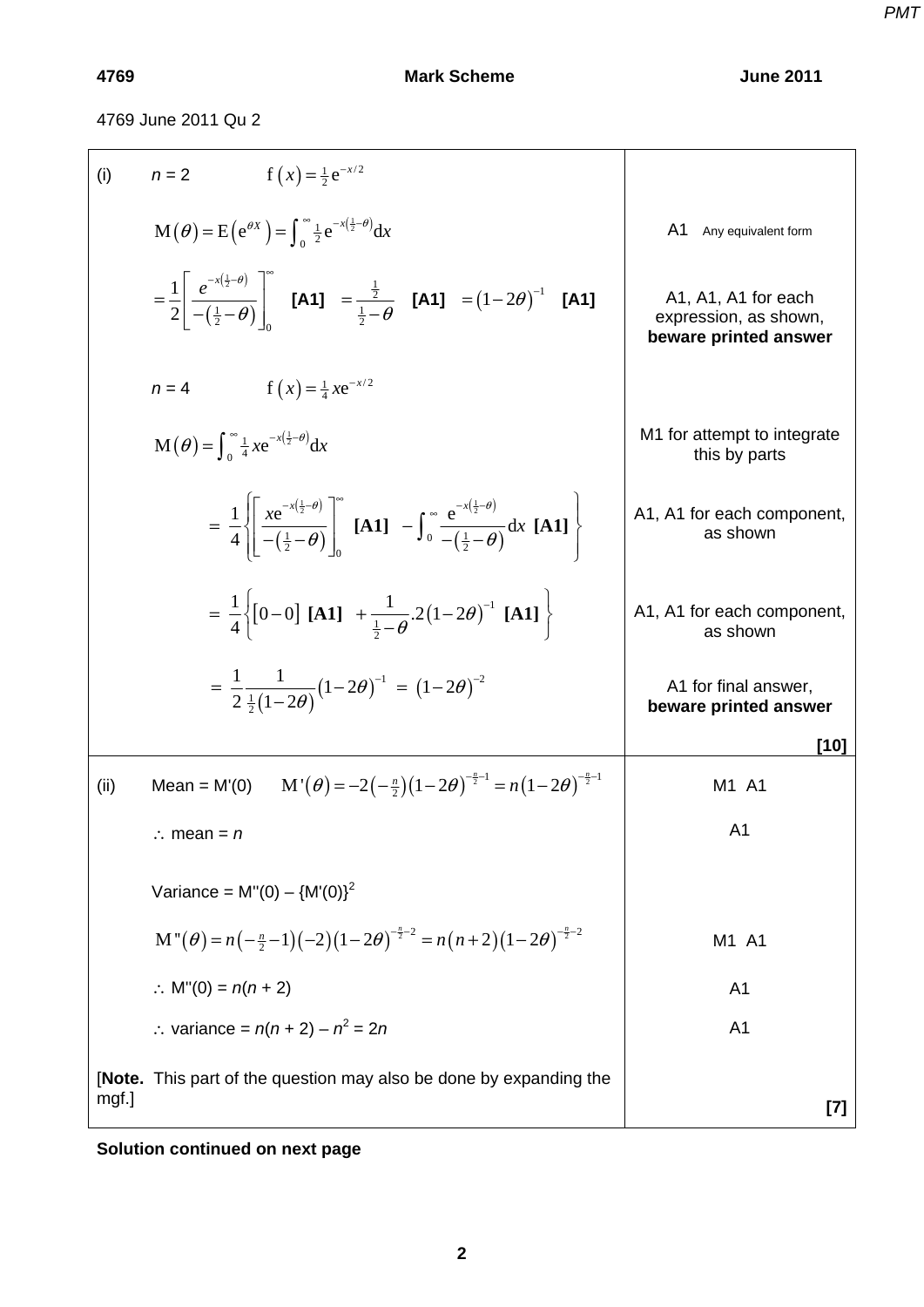4769 June 2011 Qu 2

| | |
|---|---|
| (i) $n = 2$ $\quad \mathrm{f}(x) = \frac{1}{2}\mathrm{e}^{-x/2}$ | |
| $\mathrm{M}(\theta) = \mathrm{E}\left(\mathrm{e}^{\theta X}\right) = \int_0^\infty \frac{1}{2}\mathrm{e}^{-x\left(\frac{1}{2}-\theta\right)}\mathrm{d}x$ | A1 Any equivalent form |
| $= \frac{1}{2}\left[\frac{e^{-x\left(\frac{1}{2}-\theta\right)}}{-\left(\frac{1}{2}-\theta\right)}\right]_0^\infty$ **[A1]** $= \frac{\frac{1}{2}}{\frac{1}{2}-\theta}$ **[A1]** $= (1-2\theta)^{-1}$ **[A1]** | A1, A1, A1 for each expression, as shown, **beware printed answer** |
| $n = 4$ $\quad \mathrm{f}(x) = \frac{1}{4}x\mathrm{e}^{-x/2}$ | |
| $\mathrm{M}(\theta) = \int_0^\infty \frac{1}{4}x\mathrm{e}^{-x\left(\frac{1}{2}-\theta\right)}\mathrm{d}x$ | M1 for attempt to integrate this by parts |
| $= \frac{1}{4}\left\{\left[\frac{x\mathrm{e}^{-x\left(\frac{1}{2}-\theta\right)}}{-\left(\frac{1}{2}-\theta\right)}\right]_0^\infty \textbf{ [A1] } - \int_0^\infty \frac{\mathrm{e}^{-x\left(\frac{1}{2}-\theta\right)}}{-\left(\frac{1}{2}-\theta\right)}\mathrm{d}x \textbf{ [A1]}\right\}$ | A1, A1 for each component, as shown |
| $= \frac{1}{4}\left\{[0-0] \textbf{ [A1] } + \frac{1}{\frac{1}{2}-\theta}.2(1-2\theta)^{-1} \textbf{ [A1]}\right\}$ | A1, A1 for each component, as shown |
| $= \frac{1}{2}\frac{1}{\frac{1}{2}(1-2\theta)}(1-2\theta)^{-1} = (1-2\theta)^{-2}$ | A1 for final answer, **beware printed answer** |
| | **[10]** |
| (ii) Mean = M'(0) $\quad \mathrm{M}'(\theta) = -2\left(-\frac{n}{2}\right)(1-2\theta)^{-\frac{n}{2}-1} = n(1-2\theta)^{-\frac{n}{2}-1}$ | M1 A1 |
| $\therefore$ mean = $n$ | A1 |
| Variance = M''(0) – $\{\mathrm{M}'(0)\}^2$ | |
| $\mathrm{M}''(\theta) = n\left(-\frac{n}{2}-1\right)(-2)(1-2\theta)^{-\frac{n}{2}-2} = n(n+2)(1-2\theta)^{-\frac{n}{2}-2}$ | M1 A1 |
| $\therefore$ M''(0) = $n(n + 2)$ | A1 |
| $\therefore$ variance = $n(n + 2) - n^2 = 2n$ | A1 |
| [**Note.** This part of the question may also be done by expanding the mgf.] | **[7]** |

**Solution continued on next page**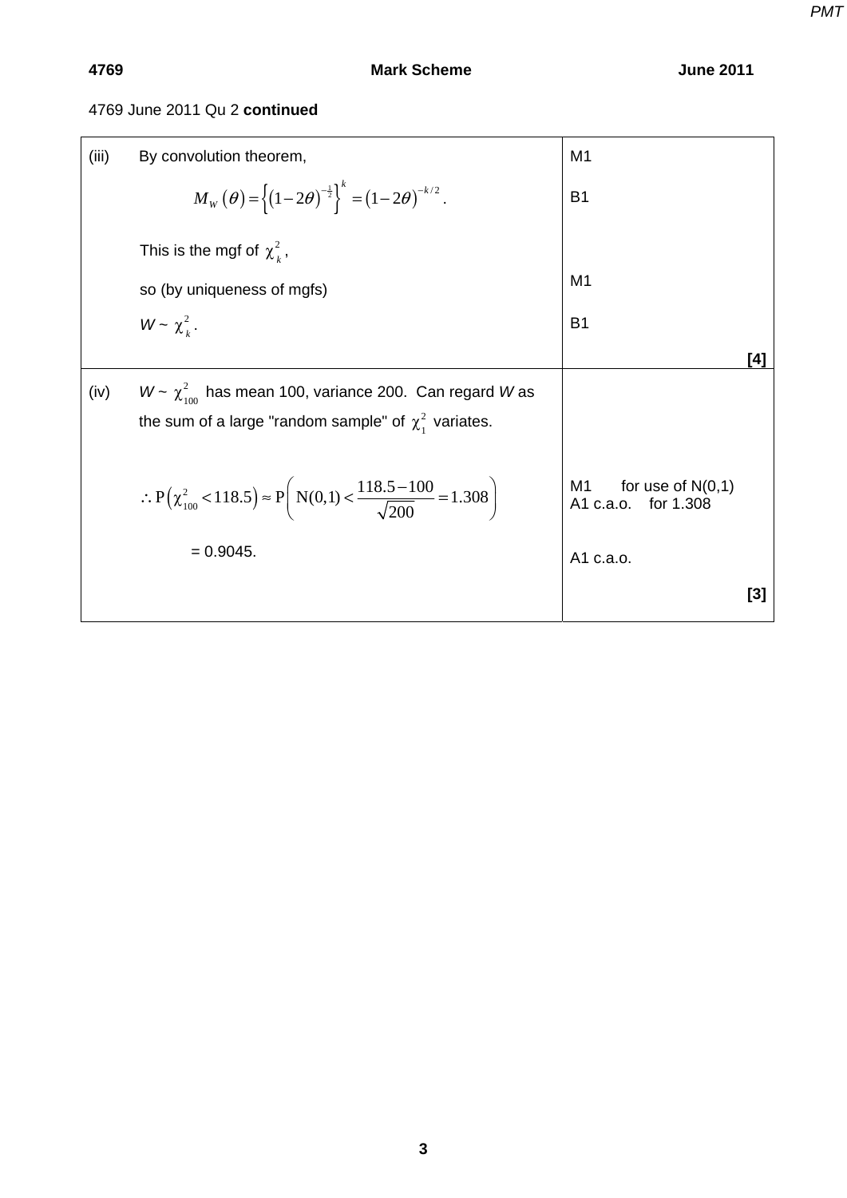4769 June 2011 Qu 2 **continued**

| | | |
|---|---|---|
| (iii) | By convolution theorem, $M_W(\theta) = \left\{(1-2\theta)^{-\frac{1}{2}}\right\}^k = (1-2\theta)^{-k/2}$. This is the mgf of $\chi^2_k$, so (by uniqueness of mgfs) $W \sim \chi^2_k$. | M1 B1 M1 B1 **[4]** |
| (iv) | $W \sim \chi^2_{100}$ has mean 100, variance 200. Can regard $W$ as the sum of a large "random sample" of $\chi^2_1$ variates. $\therefore \mathrm{P}\left(\chi^2_{100} < 118.5\right) \approx \mathrm{P}\left(\mathrm{N}(0,1) < \dfrac{118.5-100}{\sqrt{200}} = 1.308\right)$ = 0.9045. | M1 for use of N(0,1) A1 c.a.o. for 1.308 A1 c.a.o. **[3]** |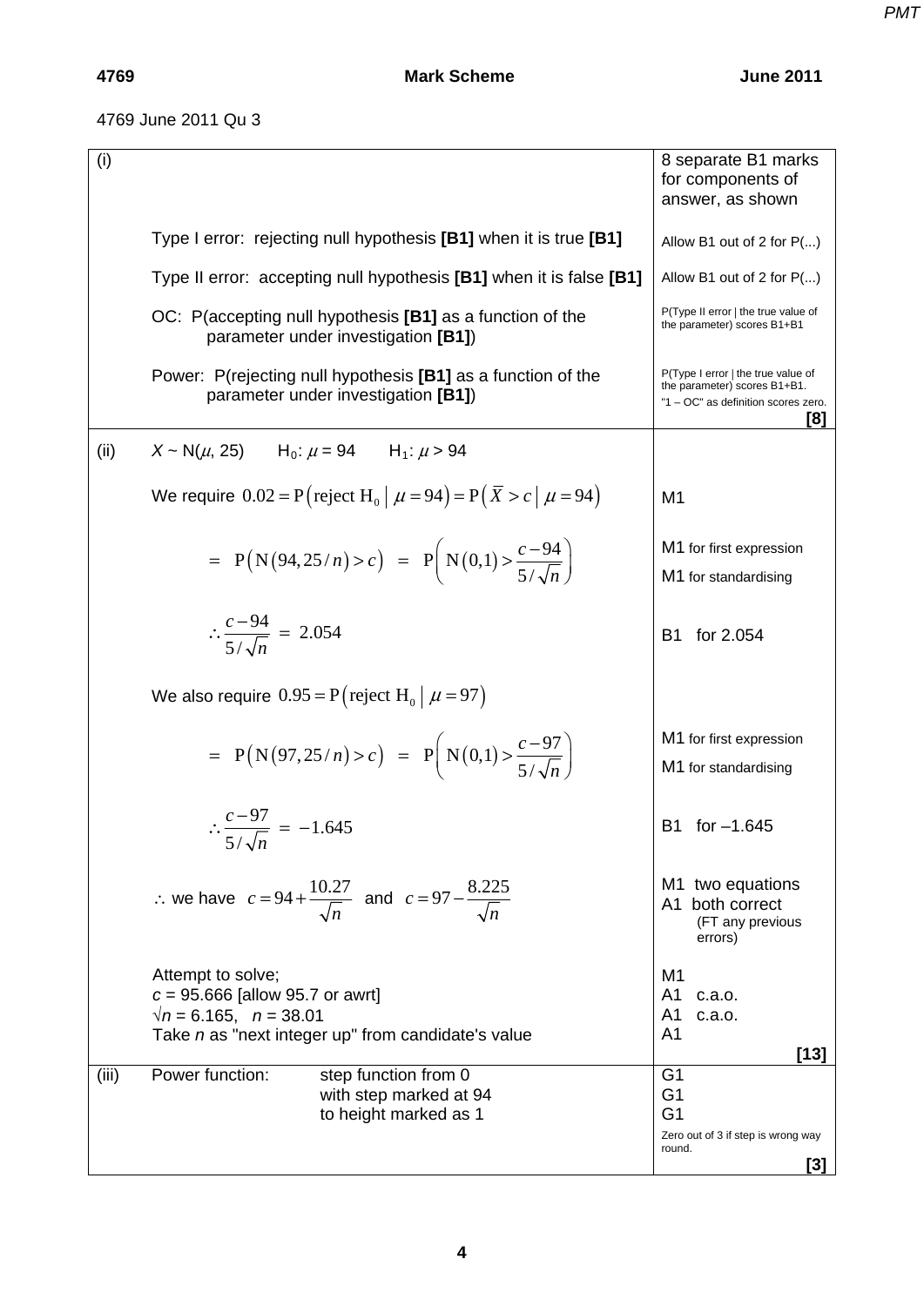4769 June 2011 Qu 3

| | | |
|---|---|---|
| (i) | | 8 separate B1 marks for components of answer, as shown |
| | Type I error: rejecting null hypothesis **[B1]** when it is true **[B1]** | Allow B1 out of 2 for P(...) |
| | Type II error: accepting null hypothesis **[B1]** when it is false **[B1]** | Allow B1 out of 2 for P(...) |
| | OC: P(accepting null hypothesis **[B1]** as a function of the parameter under investigation **[B1]**) | P(Type II error \| the true value of the parameter) scores B1+B1 |
| | Power: P(rejecting null hypothesis **[B1]** as a function of the parameter under investigation **[B1]**) | P(Type I error \| the true value of the parameter) scores B1+B1. "1 – OC" as definition scores zero. **[8]** |
| (ii) | $X \sim \text{N}(\mu, 25)$ $\quad$ $\text{H}_0$: $\mu = 94$ $\quad$ $\text{H}_1$: $\mu > 94$ | |
| | We require $0.02 = \text{P}\left(\text{reject H}_0 \mid \mu = 94\right) = \text{P}\left(\overline{X} > c \mid \mu = 94\right)$ | M1 |
| | $= \text{P}\left(\text{N}(94, 25/n) > c\right) = \text{P}\left(\text{N}(0,1) > \dfrac{c-94}{5/\sqrt{n}}\right)$ | M1 for first expression<br>M1 for standardising |
| | $\therefore \dfrac{c-94}{5/\sqrt{n}} = 2.054$ | B1 for 2.054 |
| | We also require $0.95 = \text{P}\left(\text{reject H}_0 \mid \mu = 97\right)$ | |
| | $= \text{P}\left(\text{N}(97, 25/n) > c\right) = \text{P}\left(\text{N}(0,1) > \dfrac{c-97}{5/\sqrt{n}}\right)$ | M1 for first expression<br>M1 for standardising |
| | $\therefore \dfrac{c-97}{5/\sqrt{n}} = -1.645$ | B1 for –1.645 |
| | $\therefore$ we have $c = 94 + \dfrac{10.27}{\sqrt{n}}$ and $c = 97 - \dfrac{8.225}{\sqrt{n}}$ | M1 two equations<br>A1 both correct (FT any previous errors) |
| | Attempt to solve;<br>$c = 95.666$ [allow 95.7 or awrt]<br>$\sqrt{n} = 6.165$, $n = 38.01$<br>Take $n$ as "next integer up" from candidate's value | M1<br>A1 c.a.o.<br>A1 c.a.o.<br>A1<br>**[13]** |
| (iii) | Power function: step function from 0 with step marked at 94 to height marked as 1 | G1<br>G1<br>G1<br>Zero out of 3 if step is wrong way round.<br>**[3]** |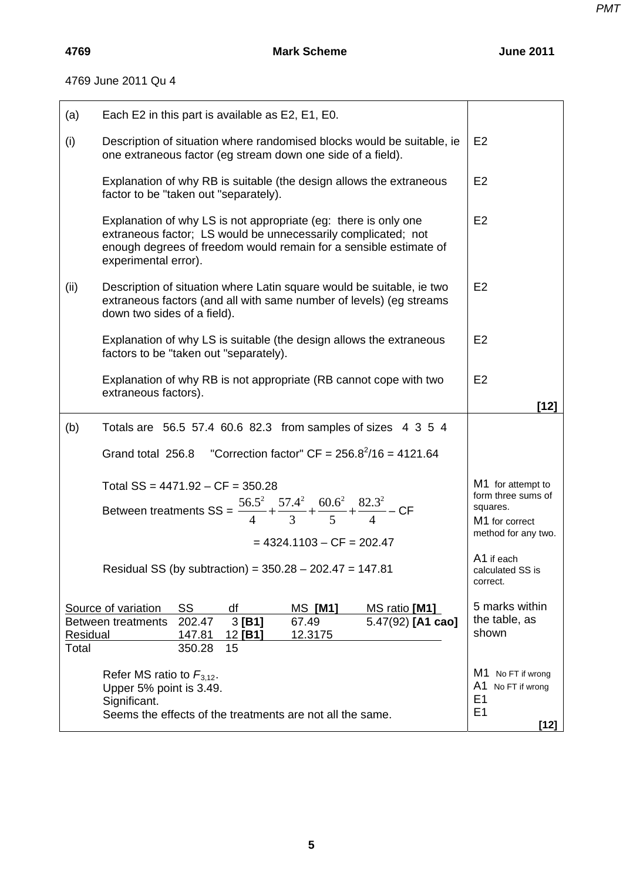4769 June 2011 Qu 4

| | | |
|---|---|---|
| (a) | Each E2 in this part is available as E2, E1, E0. | |
| (i) | Description of situation where randomised blocks would be suitable, ie one extraneous factor (eg stream down one side of a field). | E2 |
| | Explanation of why RB is suitable (the design allows the extraneous factor to be "taken out "separately). | E2 |
| | Explanation of why LS is not appropriate (eg: there is only one extraneous factor; LS would be unnecessarily complicated; not enough degrees of freedom would remain for a sensible estimate of experimental error). | E2 |
| (ii) | Description of situation where Latin square would be suitable, ie two extraneous factors (and all with same number of levels) (eg streams down two sides of a field). | E2 |
| | Explanation of why LS is suitable (the design allows the extraneous factors to be "taken out "separately). | E2 |
| | Explanation of why RB is not appropriate (RB cannot cope with two extraneous factors). | E2 **[12]** |

**(b)**

Totals are 56.5 57.4 60.6 82.3 from samples of sizes 4 3 5 4

Grand total 256.8 "Correction factor" CF = $256.8^2/16 = 4121.64$

Total SS = 4471.92 – CF = 350.28

Between treatments SS = $\frac{56.5^2}{4}+\frac{57.4^2}{3}+\frac{60.6^2}{5}+\frac{82.3^2}{4}$ – CF

= 4324.1103 – CF = 202.47

Residual SS (by subtraction) = 350.28 – 202.47 = 147.81

M1 for attempt to form three sums of squares.
M1 for correct method for any two.
A1 if each calculated SS is correct.

| Source of variation | SS | df | MS **[M1]** | MS ratio **[M1]** |
|---|---|---|---|---|
| Between treatments | 202.47 | 3 **[B1]** | 67.49 | 5.47(92) **[A1 cao]** |
| Residual | 147.81 | 12 **[B1]** | 12.3175 | |
| Total | 350.28 | 15 | | |

5 marks within the table, as shown

Refer MS ratio to $F_{3,12}$. — M1 No FT if wrong
Upper 5% point is 3.49. — A1 No FT if wrong
Significant. — E1
Seems the effects of the treatments are not all the same. — E1

**[12]**